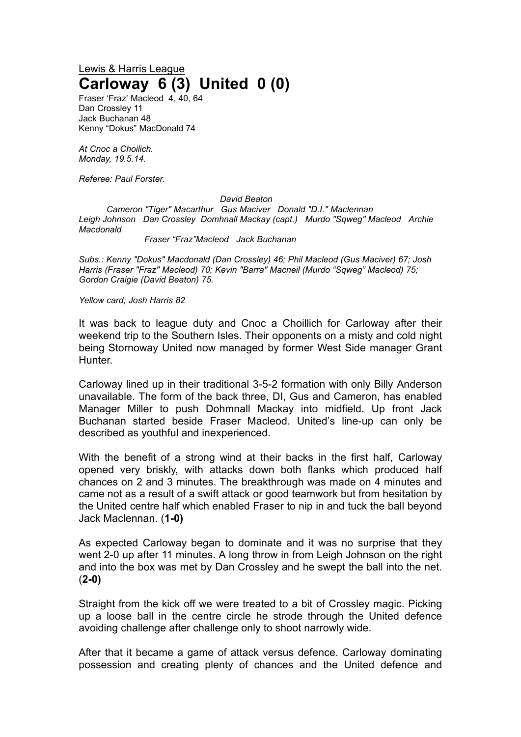Lewis & Harris League

# Carloway 6 (3) United 0 (0)

Fraser 'Fraz' Macleod 4, 40, 64
Dan Crossley 11
Jack Buchanan 48
Kenny "Dokus" MacDonald 74

*At Cnoc a Choilich.*
*Monday, 19.5.14.*

*Referee: Paul Forster.*

*David Beaton*
*Cameron "Tiger" Macarthur Gus Maciver Donald "D.I." Maclennan*
*Leigh Johnson Dan Crossley Domhnall Mackay (capt.) Murdo "Sqweg" Macleod Archie Macdonald*
*Fraser "Fraz"Macleod Jack Buchanan*

*Subs.: Kenny "Dokus" Macdonald (Dan Crossley) 46; Phil Macleod (Gus Maciver) 67; Josh Harris (Fraser "Fraz" Macleod) 70; Kevin "Barra" Macneil (Murdo "Sqweg" Macleod) 75; Gordon Craigie (David Beaton) 75.*

*Yellow card; Josh Harris 82*

It was back to league duty and Cnoc a Choillich for Carloway after their weekend trip to the Southern Isles. Their opponents on a misty and cold night being Stornoway United now managed by former West Side manager Grant Hunter.

Carloway lined up in their traditional 3-5-2 formation with only Billy Anderson unavailable. The form of the back three, DI, Gus and Cameron, has enabled Manager Miller to push Dohmnall Mackay into midfield. Up front Jack Buchanan started beside Fraser Macleod. United's line-up can only be described as youthful and inexperienced.

With the benefit of a strong wind at their backs in the first half, Carloway opened very briskly, with attacks down both flanks which produced half chances on 2 and 3 minutes. The breakthrough was made on 4 minutes and came not as a result of a swift attack or good teamwork but from hesitation by the United centre half which enabled Fraser to nip in and tuck the ball beyond Jack Maclennan. (**1-0)**

As expected Carloway began to dominate and it was no surprise that they went 2-0 up after 11 minutes. A long throw in from Leigh Johnson on the right and into the box was met by Dan Crossley and he swept the ball into the net. (**2-0)**

Straight from the kick off we were treated to a bit of Crossley magic. Picking up a loose ball in the centre circle he strode through the United defence avoiding challenge after challenge only to shoot narrowly wide.

After that it became a game of attack versus defence. Carloway dominating possession and creating plenty of chances and the United defence and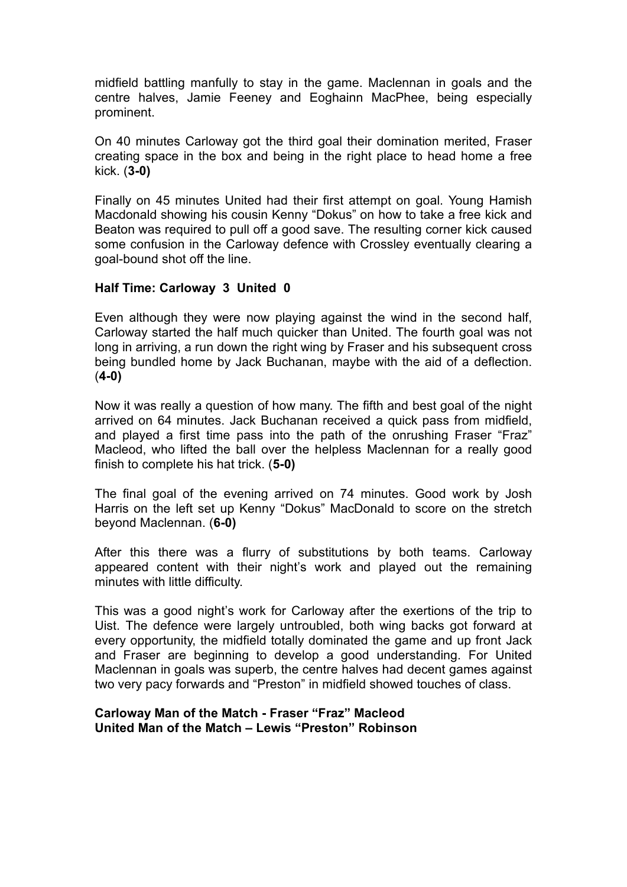midfield battling manfully to stay in the game. Maclennan in goals and the centre halves, Jamie Feeney and Eoghainn MacPhee, being especially prominent.

On 40 minutes Carloway got the third goal their domination merited, Fraser creating space in the box and being in the right place to head home a free kick. (**3-0)**

Finally on 45 minutes United had their first attempt on goal. Young Hamish Macdonald showing his cousin Kenny "Dokus" on how to take a free kick and Beaton was required to pull off a good save. The resulting corner kick caused some confusion in the Carloway defence with Crossley eventually clearing a goal-bound shot off the line.

**Half Time: Carloway 3 United 0**

Even although they were now playing against the wind in the second half, Carloway started the half much quicker than United. The fourth goal was not long in arriving, a run down the right wing by Fraser and his subsequent cross being bundled home by Jack Buchanan, maybe with the aid of a deflection. (**4-0)**

Now it was really a question of how many. The fifth and best goal of the night arrived on 64 minutes. Jack Buchanan received a quick pass from midfield, and played a first time pass into the path of the onrushing Fraser "Fraz" Macleod, who lifted the ball over the helpless Maclennan for a really good finish to complete his hat trick. (**5-0)**

The final goal of the evening arrived on 74 minutes. Good work by Josh Harris on the left set up Kenny "Dokus" MacDonald to score on the stretch beyond Maclennan. (**6-0)**

After this there was a flurry of substitutions by both teams. Carloway appeared content with their night's work and played out the remaining minutes with little difficulty.

This was a good night's work for Carloway after the exertions of the trip to Uist. The defence were largely untroubled, both wing backs got forward at every opportunity, the midfield totally dominated the game and up front Jack and Fraser are beginning to develop a good understanding. For United Maclennan in goals was superb, the centre halves had decent games against two very pacy forwards and "Preston" in midfield showed touches of class.

**Carloway Man of the Match - Fraser "Fraz" Macleod**
**United Man of the Match – Lewis "Preston" Robinson**